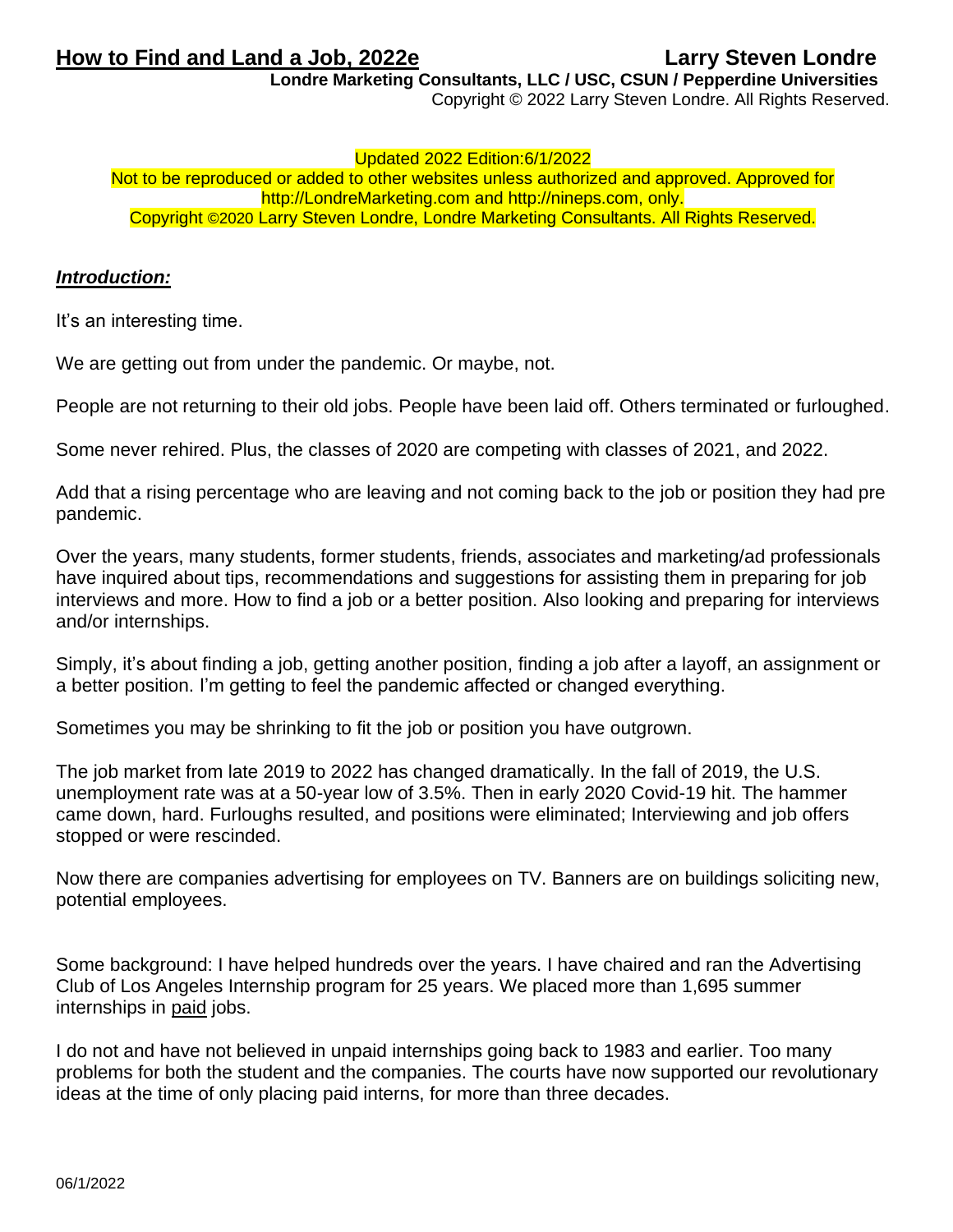# How to Find and Land a Job, 2022e

**Larry Steven Londre**

**Londre Marketing Consultants, LLC / USC, CSUN / Pepperdine Universities**

Copyright © 2022 Larry Steven Londre. All Rights Reserved.

Updated 2022 Edition:6/1/2022

Not to be reproduced or added to other websites unless authorized and approved. Approved for http://LondreMarketing.com and http://nineps.com, only.

Copyright ©2020 Larry Steven Londre, Londre Marketing Consultants. All Rights Reserved.

## ***Introduction:***

It's an interesting time.

We are getting out from under the pandemic. Or maybe, not.

People are not returning to their old jobs. People have been laid off. Others terminated or furloughed.

Some never rehired. Plus, the classes of 2020 are competing with classes of 2021, and 2022.

Add that a rising percentage who are leaving and not coming back to the job or position they had pre pandemic.

Over the years, many students, former students, friends, associates and marketing/ad professionals have inquired about tips, recommendations and suggestions for assisting them in preparing for job interviews and more. How to find a job or a better position. Also looking and preparing for interviews and/or internships.

Simply, it's about finding a job, getting another position, finding a job after a layoff, an assignment or a better position. I'm getting to feel the pandemic affected or changed everything.

Sometimes you may be shrinking to fit the job or position you have outgrown.

The job market from late 2019 to 2022 has changed dramatically. In the fall of 2019, the U.S. unemployment rate was at a 50-year low of 3.5%. Then in early 2020 Covid-19 hit. The hammer came down, hard. Furloughs resulted, and positions were eliminated; Interviewing and job offers stopped or were rescinded.

Now there are companies advertising for employees on TV. Banners are on buildings soliciting new, potential employees.

Some background: I have helped hundreds over the years. I have chaired and ran the Advertising Club of Los Angeles Internship program for 25 years. We placed more than 1,695 summer internships in paid jobs.

I do not and have not believed in unpaid internships going back to 1983 and earlier. Too many problems for both the student and the companies. The courts have now supported our revolutionary ideas at the time of only placing paid interns, for more than three decades.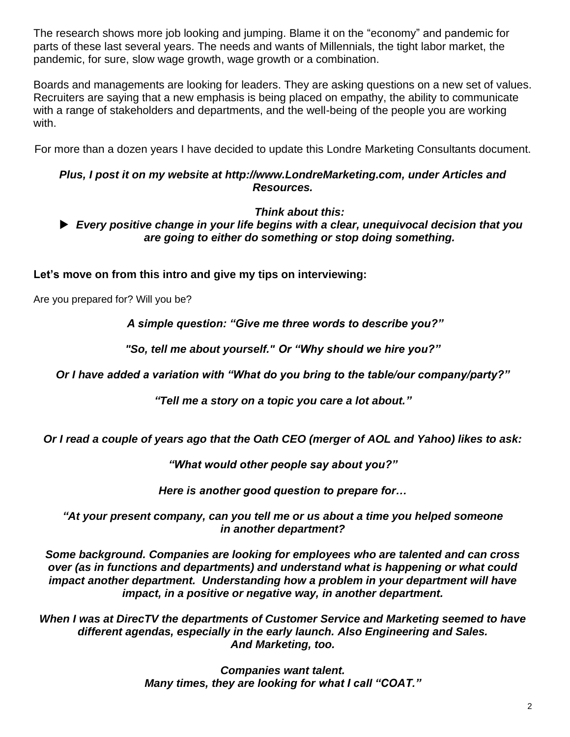The research shows more job looking and jumping. Blame it on the "economy" and pandemic for parts of these last several years. The needs and wants of Millennials, the tight labor market, the pandemic, for sure, slow wage growth, wage growth or a combination.

Boards and managements are looking for leaders. They are asking questions on a new set of values. Recruiters are saying that a new emphasis is being placed on empathy, the ability to communicate with a range of stakeholders and departments, and the well-being of the people you are working with.

For more than a dozen years I have decided to update this Londre Marketing Consultants document.

***Plus, I post it on my website at http://www.LondreMarketing.com, under Articles and Resources.***

***Think about this:***

► ***Every positive change in your life begins with a clear, unequivocal decision that you are going to either do something or stop doing something.***

**Let's move on from this intro and give my tips on interviewing:**

Are you prepared for? Will you be?

***A simple question: "Give me three words to describe you?"***

***"So, tell me about yourself." Or "Why should we hire you?"***

***Or I have added a variation with "What do you bring to the table/our company/party?"***

***"Tell me a story on a topic you care a lot about."***

***Or I read a couple of years ago that the Oath CEO (merger of AOL and Yahoo) likes to ask:***

***"What would other people say about you?"***

***Here is another good question to prepare for…***

***"At your present company, can you tell me or us about a time you helped someone in another department?***

***Some background. Companies are looking for employees who are talented and can cross over (as in functions and departments) and understand what is happening or what could impact another department. Understanding how a problem in your department will have impact, in a positive or negative way, in another department.***

***When I was at DirecTV the departments of Customer Service and Marketing seemed to have different agendas, especially in the early launch. Also Engineering and Sales. And Marketing, too.***

***Companies want talent.***
***Many times, they are looking for what I call "COAT."***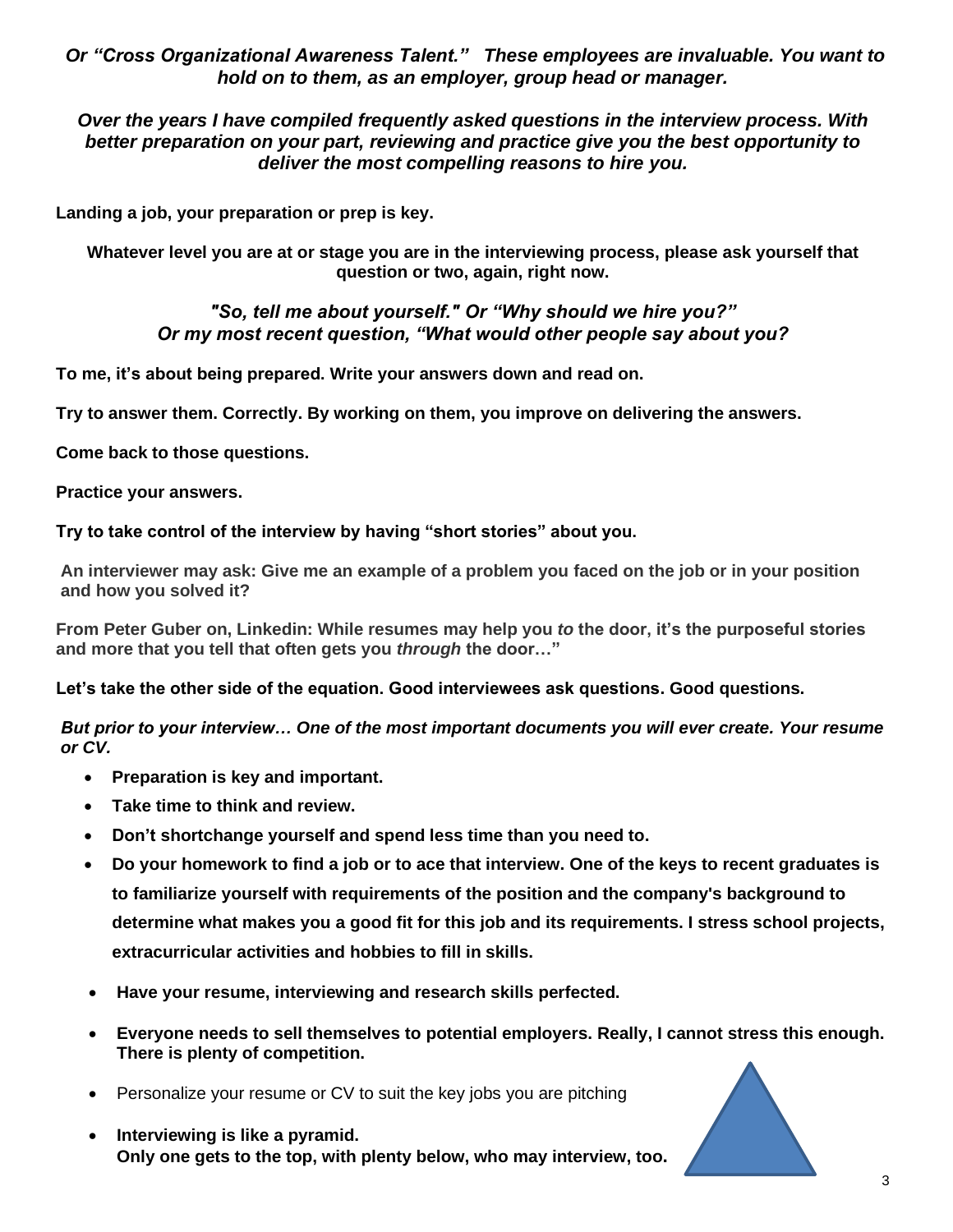***Or "Cross Organizational Awareness Talent." These employees are invaluable. You want to hold on to them, as an employer, group head or manager.***

***Over the years I have compiled frequently asked questions in the interview process. With better preparation on your part, reviewing and practice give you the best opportunity to deliver the most compelling reasons to hire you.***

**Landing a job, your preparation or prep is key.**

**Whatever level you are at or stage you are in the interviewing process, please ask yourself that question or two, again, right now.**

*"So, tell me about yourself." Or "Why should we hire you?"*
*Or my most recent question, "What would other people say about you?*

**To me, it's about being prepared. Write your answers down and read on.**

**Try to answer them. Correctly. By working on them, you improve on delivering the answers.**

**Come back to those questions.**

**Practice your answers.**

**Try to take control of the interview by having "short stories" about you.**

**An interviewer may ask: Give me an example of a problem you faced on the job or in your position and how you solved it?**

**From Peter Guber on, Linkedin: While resumes may help you *to* the door, it's the purposeful stories and more that you tell that often gets you *through* the door…"**

**Let's take the other side of the equation. Good interviewees ask questions. Good questions.**

***But prior to your interview… One of the most important documents you will ever create. Your resume or CV.***

- **Preparation is key and important.**
- **Take time to think and review.**
- **Don't shortchange yourself and spend less time than you need to.**
- **Do your homework to find a job or to ace that interview. One of the keys to recent graduates is to familiarize yourself with requirements of the position and the company's background to determine what makes you a good fit for this job and its requirements. I stress school projects, extracurricular activities and hobbies to fill in skills.**
- **Have your resume, interviewing and research skills perfected.**
- **Everyone needs to sell themselves to potential employers. Really, I cannot stress this enough. There is plenty of competition.**
- Personalize your resume or CV to suit the key jobs you are pitching
- **Interviewing is like a pyramid.**
  **Only one gets to the top, with plenty below, who may interview, too.**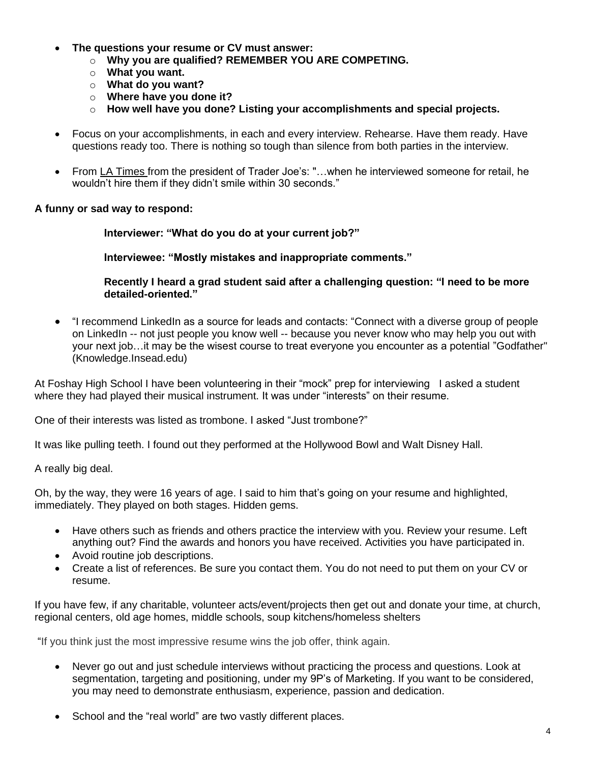- **The questions your resume or CV must answer:**
  - **Why you are qualified? REMEMBER YOU ARE COMPETING.**
  - **What you want.**
  - **What do you want?**
  - **Where have you done it?**
  - **How well have you done? Listing your accomplishments and special projects.**

- Focus on your accomplishments, in each and every interview. Rehearse. Have them ready. Have questions ready too. There is nothing so tough than silence from both parties in the interview.

- From LA Times from the president of Trader Joe's: "…when he interviewed someone for retail, he wouldn't hire them if they didn't smile within 30 seconds."

**A funny or sad way to respond:**

> **Interviewer: "What do you do at your current job?"**
>
> **Interviewee: "Mostly mistakes and inappropriate comments."**
>
> **Recently I heard a grad student said after a challenging question: "I need to be more detailed-oriented."**

- "I recommend LinkedIn as a source for leads and contacts: "Connect with a diverse group of people on LinkedIn -- not just people you know well -- because you never know who may help you out with your next job…it may be the wisest course to treat everyone you encounter as a potential "Godfather" (Knowledge.Insead.edu)

At Foshay High School I have been volunteering in their "mock" prep for interviewing I asked a student where they had played their musical instrument. It was under "interests" on their resume.

One of their interests was listed as trombone. I asked "Just trombone?"

It was like pulling teeth. I found out they performed at the Hollywood Bowl and Walt Disney Hall.

A really big deal.

Oh, by the way, they were 16 years of age. I said to him that's going on your resume and highlighted, immediately. They played on both stages. Hidden gems.

- Have others such as friends and others practice the interview with you. Review your resume. Left anything out? Find the awards and honors you have received. Activities you have participated in.
- Avoid routine job descriptions.
- Create a list of references. Be sure you contact them. You do not need to put them on your CV or resume.

If you have few, if any charitable, volunteer acts/event/projects then get out and donate your time, at church, regional centers, old age homes, middle schools, soup kitchens/homeless shelters

"If you think just the most impressive resume wins the job offer, think again.

- Never go out and just schedule interviews without practicing the process and questions. Look at segmentation, targeting and positioning, under my 9P's of Marketing. If you want to be considered, you may need to demonstrate enthusiasm, experience, passion and dedication.

- School and the "real world" are two vastly different places.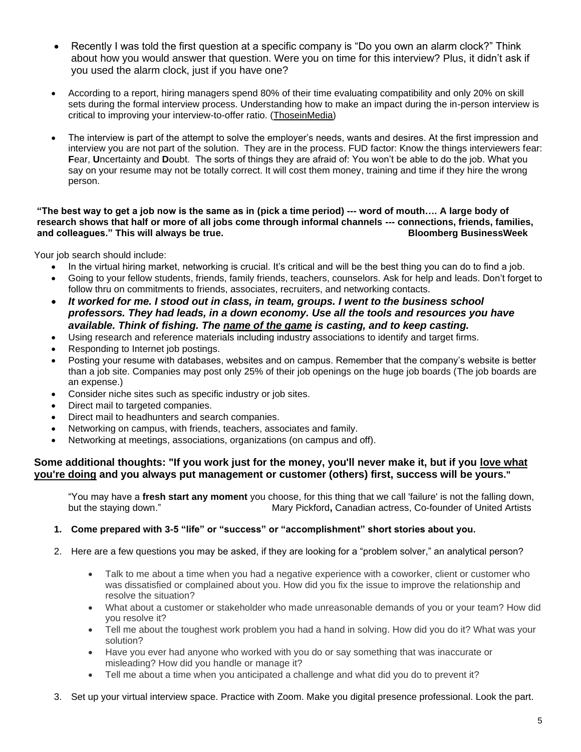- Recently I was told the first question at a specific company is "Do you own an alarm clock?" Think about how you would answer that question. Were you on time for this interview? Plus, it didn't ask if you used the alarm clock, just if you have one?
- According to a report, hiring managers spend 80% of their time evaluating compatibility and only 20% on skill sets during the formal interview process. Understanding how to make an impact during the in-person interview is critical to improving your interview-to-offer ratio. (ThoseinMedia)
- The interview is part of the attempt to solve the employer's needs, wants and desires. At the first impression and interview you are not part of the solution. They are in the process. FUD factor: Know the things interviewers fear: **F**ear, **U**ncertainty and **D**oubt. The sorts of things they are afraid of: You won't be able to do the job. What you say on your resume may not be totally correct. It will cost them money, training and time if they hire the wrong person.

**"The best way to get a job now is the same as in (pick a time period) --- word of mouth…. A large body of research shows that half or more of all jobs come through informal channels --- connections, friends, families, and colleagues." This will always be true. Bloomberg BusinessWeek**

Your job search should include:

- In the virtual hiring market, networking is crucial. It's critical and will be the best thing you can do to find a job.
- Going to your fellow students, friends, family friends, teachers, counselors. Ask for help and leads. Don't forget to follow thru on commitments to friends, associates, recruiters, and networking contacts.
- ***It worked for me. I stood out in class, in team, groups. I went to the business school professors. They had leads, in a down economy. Use all the tools and resources you have available. Think of fishing. The name of the game is casting, and to keep casting.***
- Using research and reference materials including industry associations to identify and target firms.
- Responding to Internet job postings.
- Posting your resume with databases, websites and on campus. Remember that the company's website is better than a job site. Companies may post only 25% of their job openings on the huge job boards (The job boards are an expense.)
- Consider niche sites such as specific industry or job sites.
- Direct mail to targeted companies.
- Direct mail to headhunters and search companies.
- Networking on campus, with friends, teachers, associates and family.
- Networking at meetings, associations, organizations (on campus and off).

**Some additional thoughts: "If you work just for the money, you'll never make it, but if you love what you're doing and you always put management or customer (others) first, success will be yours."**

> "You may have a **fresh start any moment** you choose, for this thing that we call 'failure' is not the falling down, but the staying down." Mary Pickford**,** Canadian actress, Co-founder of United Artists

1. **Come prepared with 3-5 "life" or "success" or "accomplishment" short stories about you.**
2. Here are a few questions you may be asked, if they are looking for a "problem solver," an analytical person?
   - Talk to me about a time when you had a negative experience with a coworker, client or customer who was dissatisfied or complained about you. How did you fix the issue to improve the relationship and resolve the situation?
   - What about a customer or stakeholder who made unreasonable demands of you or your team? How did you resolve it?
   - Tell me about the toughest work problem you had a hand in solving. How did you do it? What was your solution?
   - Have you ever had anyone who worked with you do or say something that was inaccurate or misleading? How did you handle or manage it?
   - Tell me about a time when you anticipated a challenge and what did you do to prevent it?
3. Set up your virtual interview space. Practice with Zoom. Make you digital presence professional. Look the part.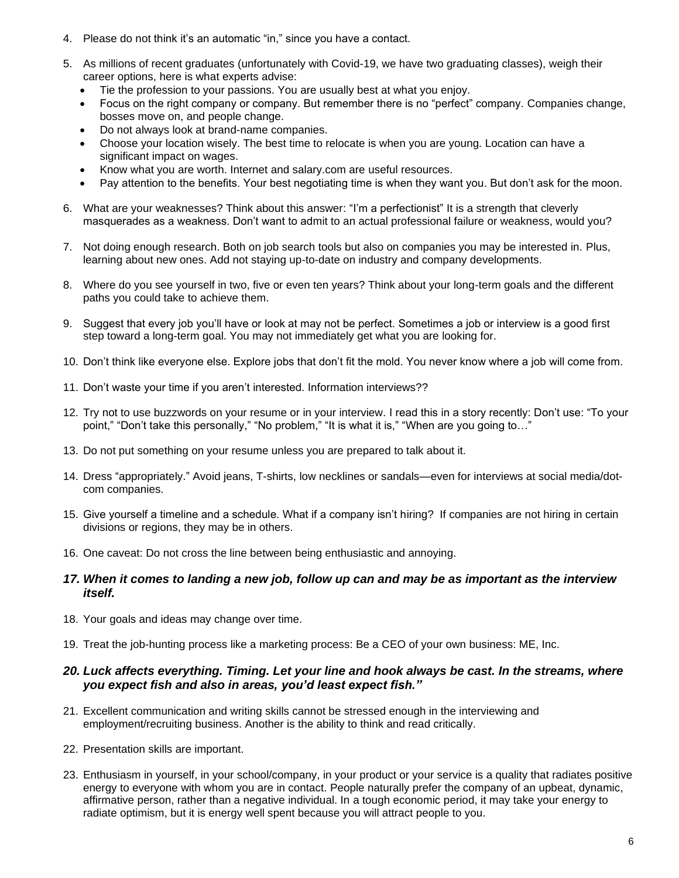4. Please do not think it's an automatic "in," since you have a contact.

5. As millions of recent graduates (unfortunately with Covid-19, we have two graduating classes), weigh their career options, here is what experts advise:
   - Tie the profession to your passions. You are usually best at what you enjoy.
   - Focus on the right company or company. But remember there is no "perfect" company. Companies change, bosses move on, and people change.
   - Do not always look at brand-name companies.
   - Choose your location wisely. The best time to relocate is when you are young. Location can have a significant impact on wages.
   - Know what you are worth. Internet and salary.com are useful resources.
   - Pay attention to the benefits. Your best negotiating time is when they want you. But don't ask for the moon.

6. What are your weaknesses? Think about this answer: "I'm a perfectionist" It is a strength that cleverly masquerades as a weakness. Don't want to admit to an actual professional failure or weakness, would you?

7. Not doing enough research. Both on job search tools but also on companies you may be interested in. Plus, learning about new ones. Add not staying up-to-date on industry and company developments.

8. Where do you see yourself in two, five or even ten years? Think about your long-term goals and the different paths you could take to achieve them.

9. Suggest that every job you'll have or look at may not be perfect. Sometimes a job or interview is a good first step toward a long-term goal. You may not immediately get what you are looking for.

10. Don't think like everyone else. Explore jobs that don't fit the mold. You never know where a job will come from.

11. Don't waste your time if you aren't interested. Information interviews??

12. Try not to use buzzwords on your resume or in your interview. I read this in a story recently: Don't use: "To your point," "Don't take this personally," "No problem," "It is what it is," "When are you going to…"

13. Do not put something on your resume unless you are prepared to talk about it.

14. Dress "appropriately." Avoid jeans, T-shirts, low necklines or sandals—even for interviews at social media/dot-com companies.

15. Give yourself a timeline and a schedule. What if a company isn't hiring? If companies are not hiring in certain divisions or regions, they may be in others.

16. One caveat: Do not cross the line between being enthusiastic and annoying.

17. ***When it comes to landing a new job, follow up can and may be as important as the interview itself.***

18. Your goals and ideas may change over time.

19. Treat the job-hunting process like a marketing process: Be a CEO of your own business: ME, Inc.

20. ***Luck affects everything. Timing. Let your line and hook always be cast. In the streams, where you expect fish and also in areas, you'd least expect fish."***

21. Excellent communication and writing skills cannot be stressed enough in the interviewing and employment/recruiting business. Another is the ability to think and read critically.

22. Presentation skills are important.

23. Enthusiasm in yourself, in your school/company, in your product or your service is a quality that radiates positive energy to everyone with whom you are in contact. People naturally prefer the company of an upbeat, dynamic, affirmative person, rather than a negative individual. In a tough economic period, it may take your energy to radiate optimism, but it is energy well spent because you will attract people to you.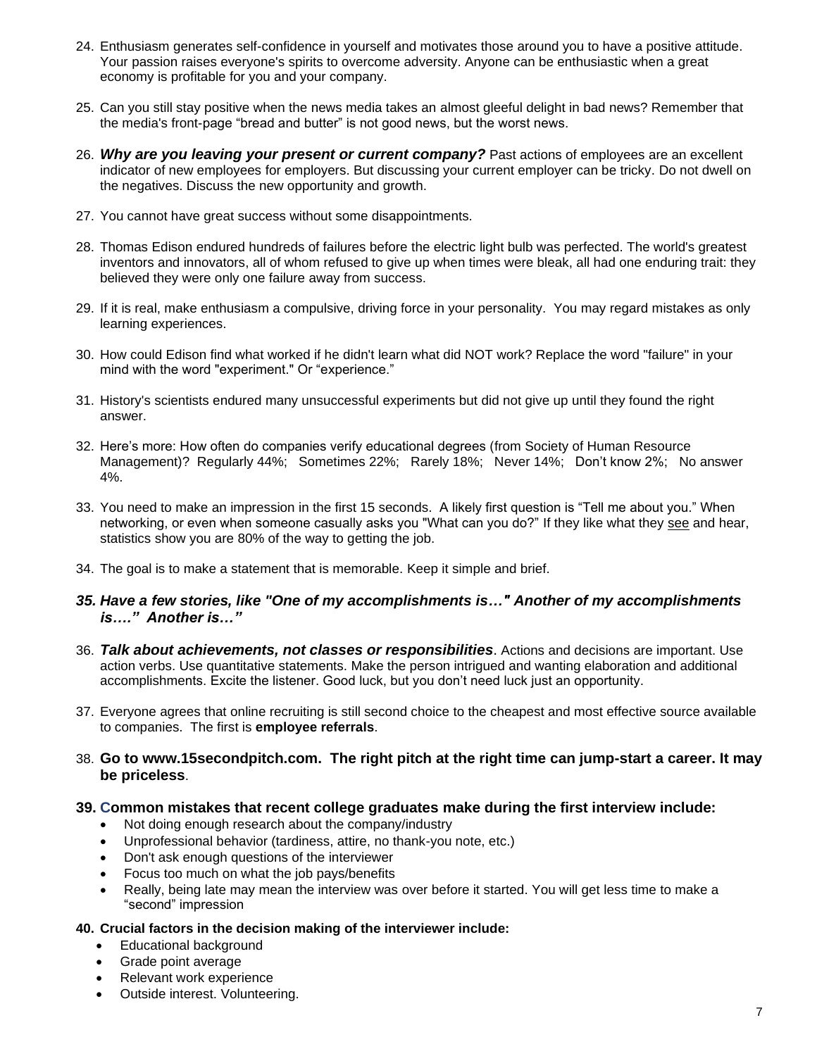24. Enthusiasm generates self-confidence in yourself and motivates those around you to have a positive attitude. Your passion raises everyone's spirits to overcome adversity. Anyone can be enthusiastic when a great economy is profitable for you and your company.

25. Can you still stay positive when the news media takes an almost gleeful delight in bad news? Remember that the media's front-page "bread and butter" is not good news, but the worst news.

26. ***Why are you leaving your present or current company?*** Past actions of employees are an excellent indicator of new employees for employers. But discussing your current employer can be tricky. Do not dwell on the negatives. Discuss the new opportunity and growth.

27. You cannot have great success without some disappointments.

28. Thomas Edison endured hundreds of failures before the electric light bulb was perfected. The world's greatest inventors and innovators, all of whom refused to give up when times were bleak, all had one enduring trait: they believed they were only one failure away from success.

29. If it is real, make enthusiasm a compulsive, driving force in your personality. You may regard mistakes as only learning experiences.

30. How could Edison find what worked if he didn't learn what did NOT work? Replace the word "failure" in your mind with the word "experiment." Or "experience."

31. History's scientists endured many unsuccessful experiments but did not give up until they found the right answer.

32. Here's more: How often do companies verify educational degrees (from Society of Human Resource Management)? Regularly 44%; Sometimes 22%; Rarely 18%; Never 14%; Don't know 2%; No answer 4%.

33. You need to make an impression in the first 15 seconds. A likely first question is "Tell me about you." When networking, or even when someone casually asks you "What can you do?" If they like what they <u>see</u> and hear, statistics show you are 80% of the way to getting the job.

34. The goal is to make a statement that is memorable. Keep it simple and brief.

35. ***Have a few stories, like "One of my accomplishments is…" Another of my accomplishments is…." Another is…"***

36. ***Talk about achievements, not classes or responsibilities***. Actions and decisions are important. Use action verbs. Use quantitative statements. Make the person intrigued and wanting elaboration and additional accomplishments. Excite the listener. Good luck, but you don't need luck just an opportunity.

37. Everyone agrees that online recruiting is still second choice to the cheapest and most effective source available to companies. The first is **employee referrals**.

38. **Go to www.15secondpitch.com. The right pitch at the right time can jump-start a career. It may be priceless**.

39. **Common mistakes that recent college graduates make during the first interview include:**
    - Not doing enough research about the company/industry
    - Unprofessional behavior (tardiness, attire, no thank-you note, etc.)
    - Don't ask enough questions of the interviewer
    - Focus too much on what the job pays/benefits
    - Really, being late may mean the interview was over before it started. You will get less time to make a "second" impression

40. **Crucial factors in the decision making of the interviewer include:**
    - Educational background
    - Grade point average
    - Relevant work experience
    - Outside interest. Volunteering.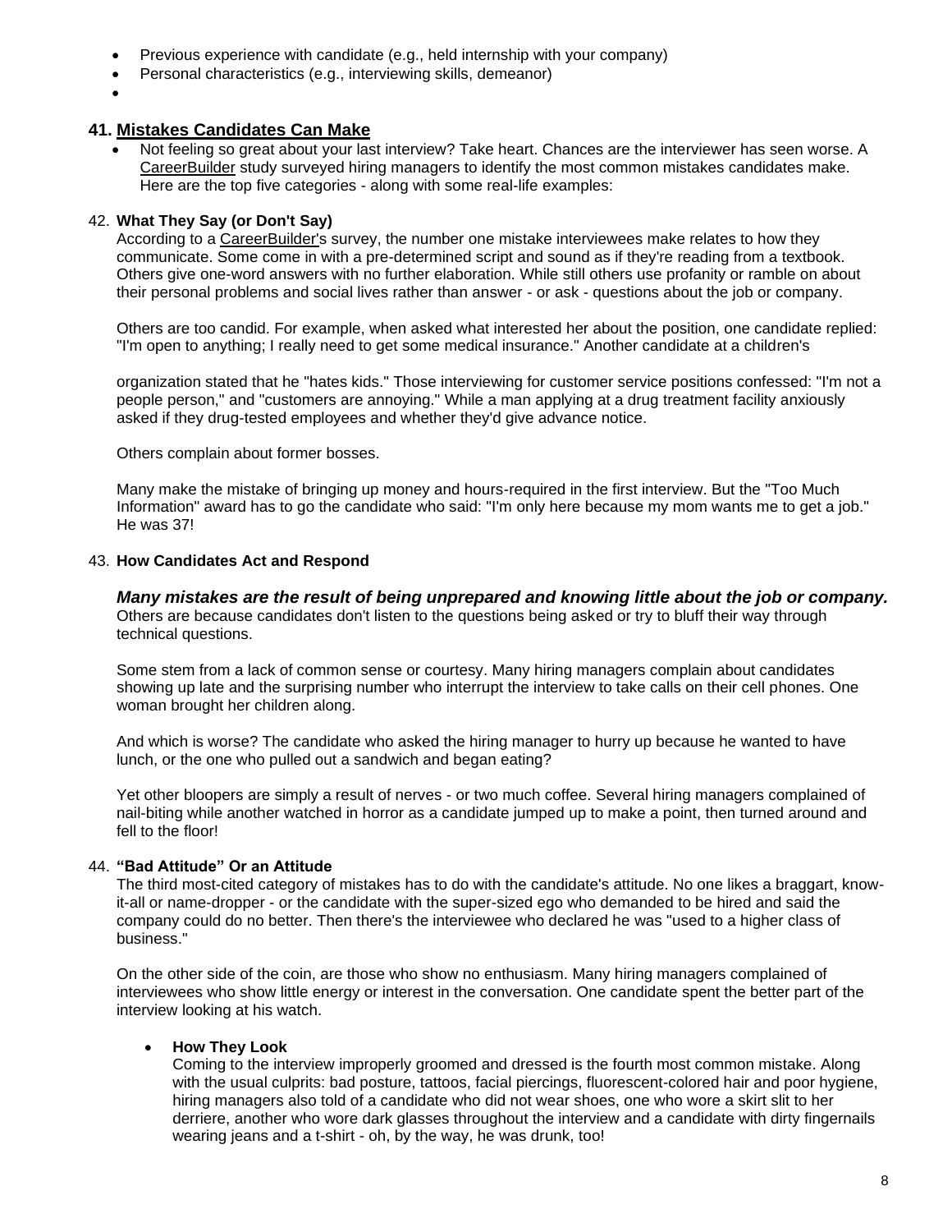- Previous experience with candidate (e.g., held internship with your company)
- Personal characteristics (e.g., interviewing skills, demeanor)

## 41. Mistakes Candidates Can Make

- Not feeling so great about your last interview? Take heart. Chances are the interviewer has seen worse. A CareerBuilder study surveyed hiring managers to identify the most common mistakes candidates make. Here are the top five categories - along with some real-life examples:

42. **What They Say (or Don't Say)**

According to a CareerBuilder's survey, the number one mistake interviewees make relates to how they communicate. Some come in with a pre-determined script and sound as if they're reading from a textbook. Others give one-word answers with no further elaboration. While still others use profanity or ramble on about their personal problems and social lives rather than answer - or ask - questions about the job or company.

Others are too candid. For example, when asked what interested her about the position, one candidate replied: "I'm open to anything; I really need to get some medical insurance." Another candidate at a children's

organization stated that he "hates kids." Those interviewing for customer service positions confessed: "I'm not a people person," and "customers are annoying." While a man applying at a drug treatment facility anxiously asked if they drug-tested employees and whether they'd give advance notice.

Others complain about former bosses.

Many make the mistake of bringing up money and hours-required in the first interview. But the "Too Much Information" award has to go the candidate who said: "I'm only here because my mom wants me to get a job." He was 37!

43. **How Candidates Act and Respond**

***Many mistakes are the result of being unprepared and knowing little about the job or company.*** Others are because candidates don't listen to the questions being asked or try to bluff their way through technical questions.

Some stem from a lack of common sense or courtesy. Many hiring managers complain about candidates showing up late and the surprising number who interrupt the interview to take calls on their cell phones. One woman brought her children along.

And which is worse? The candidate who asked the hiring manager to hurry up because he wanted to have lunch, or the one who pulled out a sandwich and began eating?

Yet other bloopers are simply a result of nerves - or two much coffee. Several hiring managers complained of nail-biting while another watched in horror as a candidate jumped up to make a point, then turned around and fell to the floor!

44. **"Bad Attitude" Or an Attitude**

The third most-cited category of mistakes has to do with the candidate's attitude. No one likes a braggart, know-it-all or name-dropper - or the candidate with the super-sized ego who demanded to be hired and said the company could do no better. Then there's the interviewee who declared he was "used to a higher class of business."

On the other side of the coin, are those who show no enthusiasm. Many hiring managers complained of interviewees who show little energy or interest in the conversation. One candidate spent the better part of the interview looking at his watch.

- **How They Look**

  Coming to the interview improperly groomed and dressed is the fourth most common mistake. Along with the usual culprits: bad posture, tattoos, facial piercings, fluorescent-colored hair and poor hygiene, hiring managers also told of a candidate who did not wear shoes, one who wore a skirt slit to her derriere, another who wore dark glasses throughout the interview and a candidate with dirty fingernails wearing jeans and a t-shirt - oh, by the way, he was drunk, too!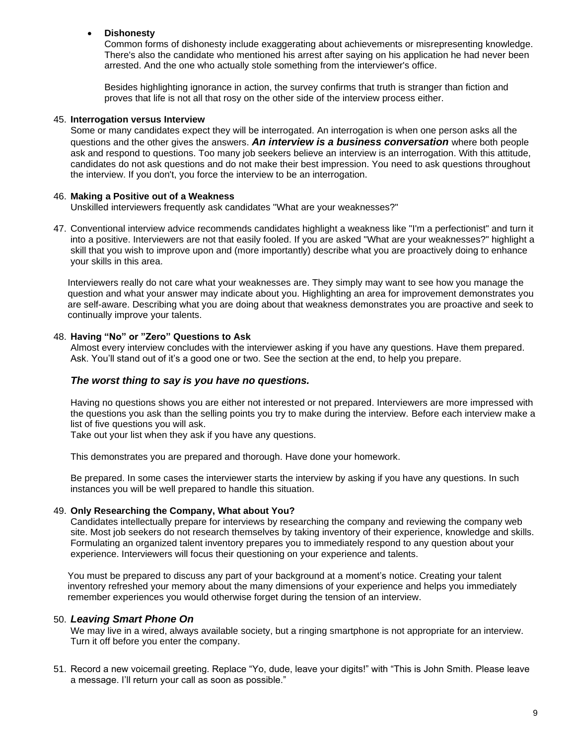- **Dishonesty**
  Common forms of dishonesty include exaggerating about achievements or misrepresenting knowledge. There's also the candidate who mentioned his arrest after saying on his application he had never been arrested. And the one who actually stole something from the interviewer's office.

  Besides highlighting ignorance in action, the survey confirms that truth is stranger than fiction and proves that life is not all that rosy on the other side of the interview process either.

45. **Interrogation versus Interview**
    Some or many candidates expect they will be interrogated. An interrogation is when one person asks all the questions and the other gives the answers. ***An interview is a business conversation*** where both people ask and respond to questions. Too many job seekers believe an interview is an interrogation. With this attitude, candidates do not ask questions and do not make their best impression. You need to ask questions throughout the interview. If you don't, you force the interview to be an interrogation.

46. **Making a Positive out of a Weakness**
    Unskilled interviewers frequently ask candidates "What are your weaknesses?"

47. Conventional interview advice recommends candidates highlight a weakness like "I'm a perfectionist" and turn it into a positive. Interviewers are not that easily fooled. If you are asked "What are your weaknesses?" highlight a skill that you wish to improve upon and (more importantly) describe what you are proactively doing to enhance your skills in this area.

    Interviewers really do not care what your weaknesses are. They simply may want to see how you manage the question and what your answer may indicate about you. Highlighting an area for improvement demonstrates you are self-aware. Describing what you are doing about that weakness demonstrates you are proactive and seek to continually improve your talents.

48. **Having "No" or "Zero" Questions to Ask**
    Almost every interview concludes with the interviewer asking if you have any questions. Have them prepared. Ask. You'll stand out of it's a good one or two. See the section at the end, to help you prepare.

    ***The worst thing to say is you have no questions.***

    Having no questions shows you are either not interested or not prepared. Interviewers are more impressed with the questions you ask than the selling points you try to make during the interview. Before each interview make a list of five questions you will ask.
    Take out your list when they ask if you have any questions.

    This demonstrates you are prepared and thorough. Have done your homework.

    Be prepared. In some cases the interviewer starts the interview by asking if you have any questions. In such instances you will be well prepared to handle this situation.

49. **Only Researching the Company, What about You?**
    Candidates intellectually prepare for interviews by researching the company and reviewing the company web site. Most job seekers do not research themselves by taking inventory of their experience, knowledge and skills. Formulating an organized talent inventory prepares you to immediately respond to any question about your experience. Interviewers will focus their questioning on your experience and talents.

    You must be prepared to discuss any part of your background at a moment's notice. Creating your talent inventory refreshed your memory about the many dimensions of your experience and helps you immediately remember experiences you would otherwise forget during the tension of an interview.

50. ***Leaving Smart Phone On***
    We may live in a wired, always available society, but a ringing smartphone is not appropriate for an interview. Turn it off before you enter the company.

51. Record a new voicemail greeting. Replace "Yo, dude, leave your digits!" with "This is John Smith. Please leave a message. I'll return your call as soon as possible."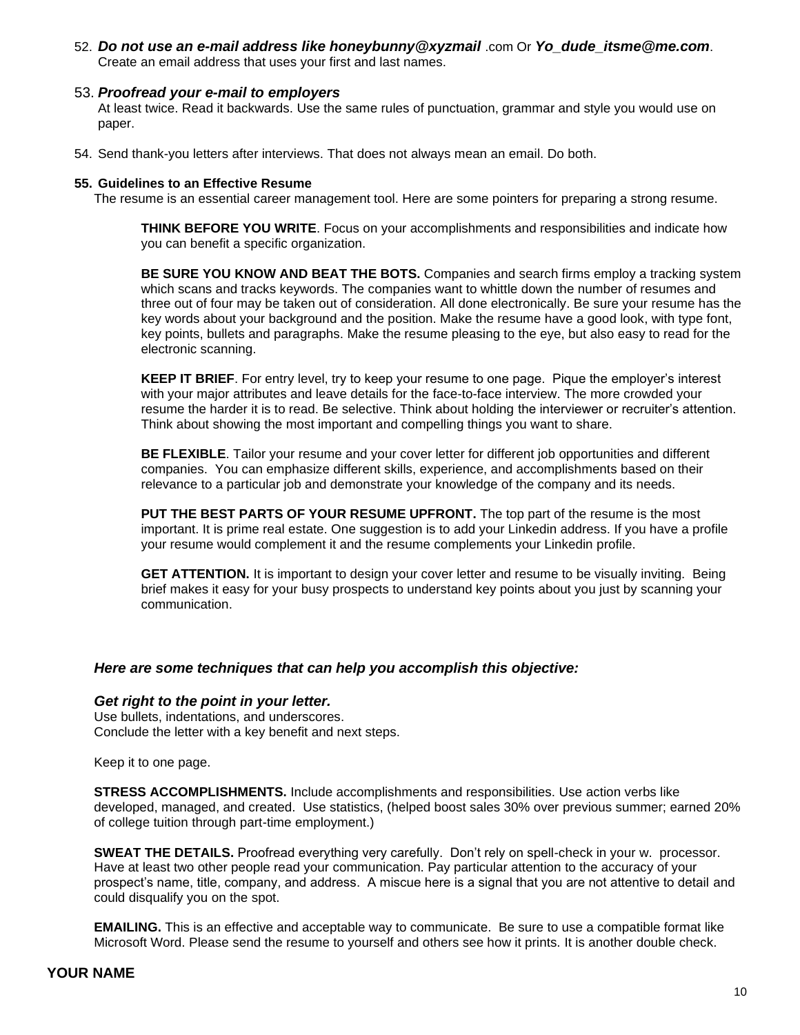52. ***Do not use an e-mail address like honeybunny@xyzmail*** .com Or ***Yo_dude_itsme@me.com***. Create an email address that uses your first and last names.

53. ***Proofread your e-mail to employers***
At least twice. Read it backwards. Use the same rules of punctuation, grammar and style you would use on paper.

54. Send thank-you letters after interviews. That does not always mean an email. Do both.

55. **Guidelines to an Effective Resume**
The resume is an essential career management tool. Here are some pointers for preparing a strong resume.

**THINK BEFORE YOU WRITE**. Focus on your accomplishments and responsibilities and indicate how you can benefit a specific organization.

**BE SURE YOU KNOW AND BEAT THE BOTS.** Companies and search firms employ a tracking system which scans and tracks keywords. The companies want to whittle down the number of resumes and three out of four may be taken out of consideration. All done electronically. Be sure your resume has the key words about your background and the position. Make the resume have a good look, with type font, key points, bullets and paragraphs. Make the resume pleasing to the eye, but also easy to read for the electronic scanning.

**KEEP IT BRIEF**. For entry level, try to keep your resume to one page. Pique the employer's interest with your major attributes and leave details for the face-to-face interview. The more crowded your resume the harder it is to read. Be selective. Think about holding the interviewer or recruiter's attention. Think about showing the most important and compelling things you want to share.

**BE FLEXIBLE**. Tailor your resume and your cover letter for different job opportunities and different companies. You can emphasize different skills, experience, and accomplishments based on their relevance to a particular job and demonstrate your knowledge of the company and its needs.

**PUT THE BEST PARTS OF YOUR RESUME UPFRONT.** The top part of the resume is the most important. It is prime real estate. One suggestion is to add your Linkedin address. If you have a profile your resume would complement it and the resume complements your Linkedin profile.

**GET ATTENTION.** It is important to design your cover letter and resume to be visually inviting. Being brief makes it easy for your busy prospects to understand key points about you just by scanning your communication.

***Here are some techniques that can help you accomplish this objective:***

***Get right to the point in your letter.***
Use bullets, indentations, and underscores.
Conclude the letter with a key benefit and next steps.

Keep it to one page.

**STRESS ACCOMPLISHMENTS.** Include accomplishments and responsibilities. Use action verbs like developed, managed, and created. Use statistics, (helped boost sales 30% over previous summer; earned 20% of college tuition through part-time employment.)

**SWEAT THE DETAILS.** Proofread everything very carefully. Don't rely on spell-check in your w. processor. Have at least two other people read your communication. Pay particular attention to the accuracy of your prospect's name, title, company, and address. A miscue here is a signal that you are not attentive to detail and could disqualify you on the spot.

**EMAILING.** This is an effective and acceptable way to communicate. Be sure to use a compatible format like Microsoft Word. Please send the resume to yourself and others see how it prints. It is another double check.

**YOUR NAME**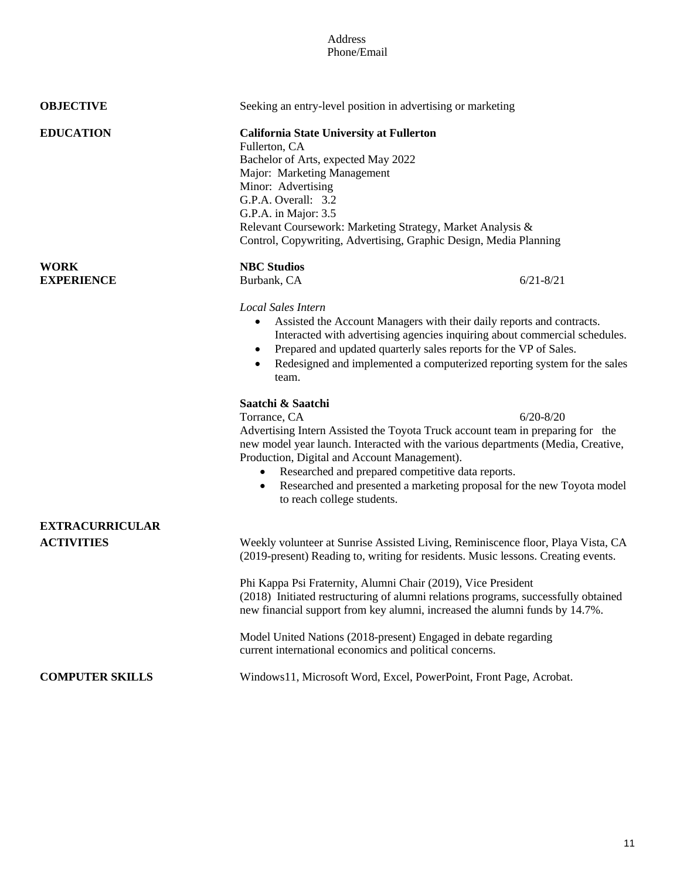Address
Phone/Email

**OBJECTIVE**

Seeking an entry-level position in advertising or marketing

**EDUCATION**

**California State University at Fullerton**
Fullerton, CA
Bachelor of Arts, expected May 2022
Major: Marketing Management
Minor: Advertising
G.P.A. Overall: 3.2
G.P.A. in Major: 3.5
Relevant Coursework: Marketing Strategy, Market Analysis & Control, Copywriting, Advertising, Graphic Design, Media Planning

**WORK EXPERIENCE**

**NBC Studios**
Burbank, CA 6/21-8/21

*Local Sales Intern*

- Assisted the Account Managers with their daily reports and contracts. Interacted with advertising agencies inquiring about commercial schedules.
- Prepared and updated quarterly sales reports for the VP of Sales.
- Redesigned and implemented a computerized reporting system for the sales team.

**Saatchi & Saatchi**
Torrance, CA 6/20-8/20
Advertising Intern Assisted the Toyota Truck account team in preparing for the new model year launch. Interacted with the various departments (Media, Creative, Production, Digital and Account Management).

- Researched and prepared competitive data reports.
- Researched and presented a marketing proposal for the new Toyota model to reach college students.

**EXTRACURRICULAR ACTIVITIES**

Weekly volunteer at Sunrise Assisted Living, Reminiscence floor, Playa Vista, CA (2019-present) Reading to, writing for residents. Music lessons. Creating events.

Phi Kappa Psi Fraternity, Alumni Chair (2019), Vice President (2018) Initiated restructuring of alumni relations programs, successfully obtained new financial support from key alumni, increased the alumni funds by 14.7%.

Model United Nations (2018-present) Engaged in debate regarding current international economics and political concerns.

**COMPUTER SKILLS**

Windows11, Microsoft Word, Excel, PowerPoint, Front Page, Acrobat.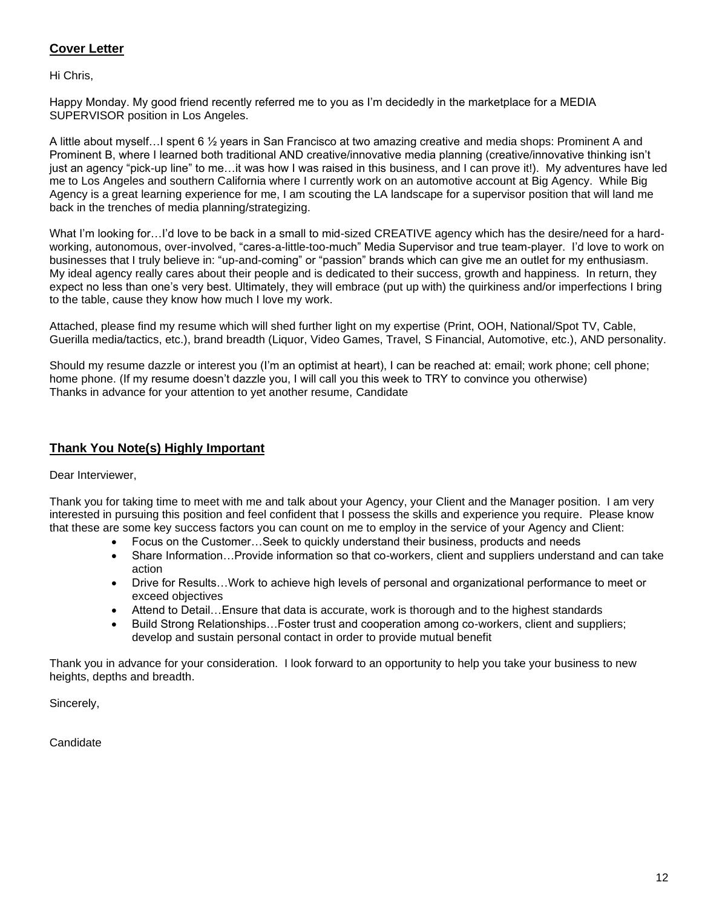## Cover Letter

Hi Chris,

Happy Monday. My good friend recently referred me to you as I'm decidedly in the marketplace for a MEDIA SUPERVISOR position in Los Angeles.

A little about myself…I spent 6 ½ years in San Francisco at two amazing creative and media shops: Prominent A and Prominent B, where I learned both traditional AND creative/innovative media planning (creative/innovative thinking isn't just an agency "pick-up line" to me…it was how I was raised in this business, and I can prove it!). My adventures have led me to Los Angeles and southern California where I currently work on an automotive account at Big Agency. While Big Agency is a great learning experience for me, I am scouting the LA landscape for a supervisor position that will land me back in the trenches of media planning/strategizing.

What I'm looking for…I'd love to be back in a small to mid-sized CREATIVE agency which has the desire/need for a hard-working, autonomous, over-involved, "cares-a-little-too-much" Media Supervisor and true team-player. I'd love to work on businesses that I truly believe in: "up-and-coming" or "passion" brands which can give me an outlet for my enthusiasm. My ideal agency really cares about their people and is dedicated to their success, growth and happiness. In return, they expect no less than one's very best. Ultimately, they will embrace (put up with) the quirkiness and/or imperfections I bring to the table, cause they know how much I love my work.

Attached, please find my resume which will shed further light on my expertise (Print, OOH, National/Spot TV, Cable, Guerilla media/tactics, etc.), brand breadth (Liquor, Video Games, Travel, S Financial, Automotive, etc.), AND personality.

Should my resume dazzle or interest you (I'm an optimist at heart), I can be reached at: email; work phone; cell phone; home phone. (If my resume doesn't dazzle you, I will call you this week to TRY to convince you otherwise)
Thanks in advance for your attention to yet another resume, Candidate

## Thank You Note(s) Highly Important

Dear Interviewer,

Thank you for taking time to meet with me and talk about your Agency, your Client and the Manager position. I am very interested in pursuing this position and feel confident that I possess the skills and experience you require. Please know that these are some key success factors you can count on me to employ in the service of your Agency and Client:

- Focus on the Customer…Seek to quickly understand their business, products and needs
- Share Information…Provide information so that co-workers, client and suppliers understand and can take action
- Drive for Results…Work to achieve high levels of personal and organizational performance to meet or exceed objectives
- Attend to Detail…Ensure that data is accurate, work is thorough and to the highest standards
- Build Strong Relationships…Foster trust and cooperation among co-workers, client and suppliers; develop and sustain personal contact in order to provide mutual benefit

Thank you in advance for your consideration. I look forward to an opportunity to help you take your business to new heights, depths and breadth.

Sincerely,

Candidate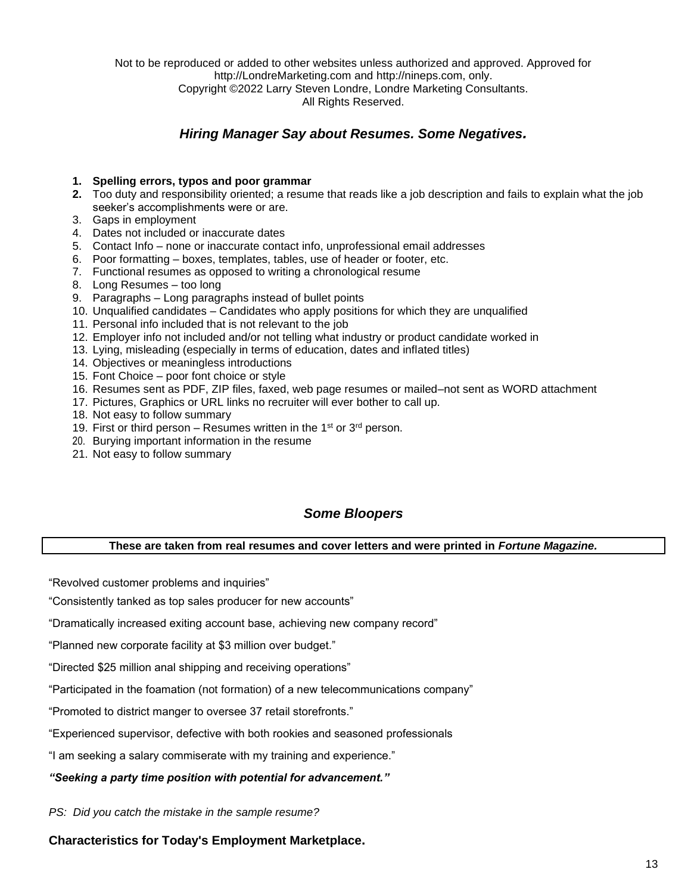Not to be reproduced or added to other websites unless authorized and approved. Approved for http://LondreMarketing.com and http://nineps.com, only.
Copyright ©2022 Larry Steven Londre, Londre Marketing Consultants.
All Rights Reserved.

## *Hiring Manager Say about Resumes. Some Negatives.*

1. **Spelling errors, typos and poor grammar**
2. Too duty and responsibility oriented; a resume that reads like a job description and fails to explain what the job seeker's accomplishments were or are.
3. Gaps in employment
4. Dates not included or inaccurate dates
5. Contact Info – none or inaccurate contact info, unprofessional email addresses
6. Poor formatting – boxes, templates, tables, use of header or footer, etc.
7. Functional resumes as opposed to writing a chronological resume
8. Long Resumes – too long
9. Paragraphs – Long paragraphs instead of bullet points
10. Unqualified candidates – Candidates who apply positions for which they are unqualified
11. Personal info included that is not relevant to the job
12. Employer info not included and/or not telling what industry or product candidate worked in
13. Lying, misleading (especially in terms of education, dates and inflated titles)
14. Objectives or meaningless introductions
15. Font Choice – poor font choice or style
16. Resumes sent as PDF, ZIP files, faxed, web page resumes or mailed–not sent as WORD attachment
17. Pictures, Graphics or URL links no recruiter will ever bother to call up.
18. Not easy to follow summary
19. First or third person – Resumes written in the 1st or 3rd person.
20. Burying important information in the resume
21. Not easy to follow summary

## *Some Bloopers*

**These are taken from real resumes and cover letters and were printed in *Fortune Magazine.***

"Revolved customer problems and inquiries"

"Consistently tanked as top sales producer for new accounts"

"Dramatically increased exiting account base, achieving new company record"

"Planned new corporate facility at $3 million over budget."

"Directed $25 million anal shipping and receiving operations"

"Participated in the foamation (not formation) of a new telecommunications company"

"Promoted to district manger to oversee 37 retail storefronts."

"Experienced supervisor, defective with both rookies and seasoned professionals

"I am seeking a salary commiserate with my training and experience."

***"Seeking a party time position with potential for advancement."***

*PS: Did you catch the mistake in the sample resume?*

**Characteristics for Today's Employment Marketplace.**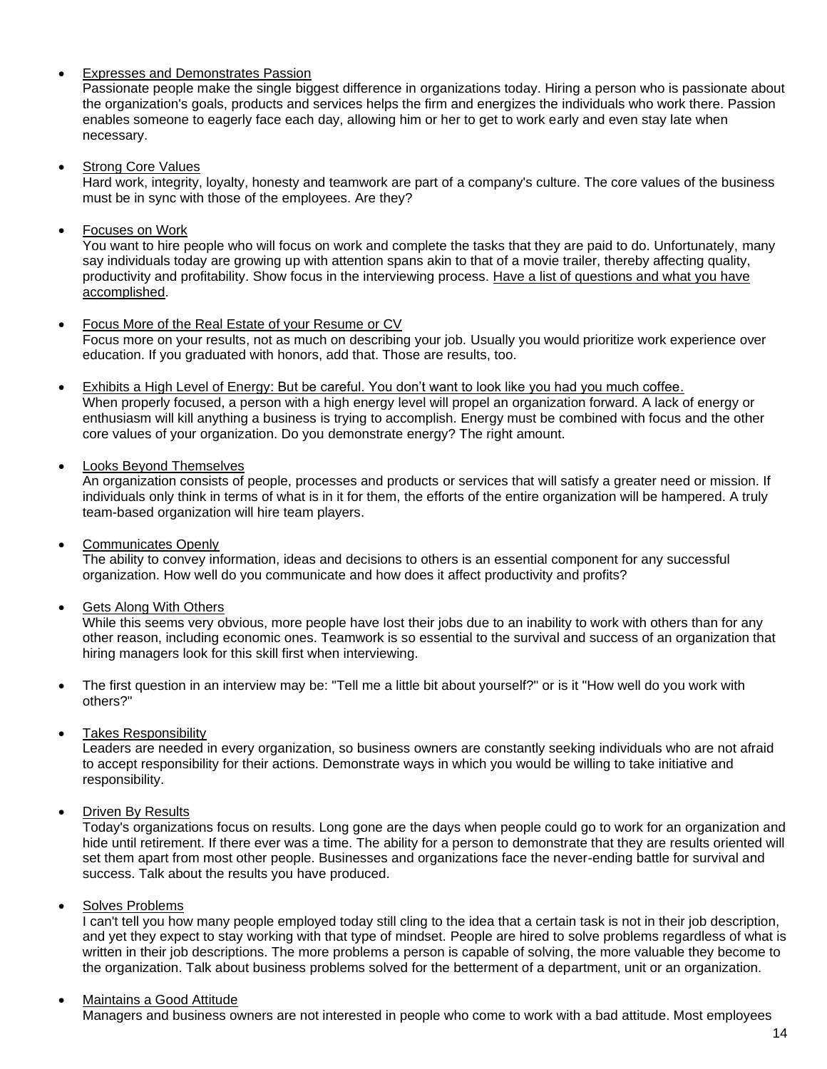- Expresses and Demonstrates Passion
  Passionate people make the single biggest difference in organizations today. Hiring a person who is passionate about the organization's goals, products and services helps the firm and energizes the individuals who work there. Passion enables someone to eagerly face each day, allowing him or her to get to work early and even stay late when necessary.

- Strong Core Values
  Hard work, integrity, loyalty, honesty and teamwork are part of a company's culture. The core values of the business must be in sync with those of the employees. Are they?

- Focuses on Work
  You want to hire people who will focus on work and complete the tasks that they are paid to do. Unfortunately, many say individuals today are growing up with attention spans akin to that of a movie trailer, thereby affecting quality, productivity and profitability. Show focus in the interviewing process. Have a list of questions and what you have accomplished.

- Focus More of the Real Estate of your Resume or CV
  Focus more on your results, not as much on describing your job. Usually you would prioritize work experience over education. If you graduated with honors, add that. Those are results, too.

- Exhibits a High Level of Energy: But be careful. You don't want to look like you had you much coffee.
  When properly focused, a person with a high energy level will propel an organization forward. A lack of energy or enthusiasm will kill anything a business is trying to accomplish. Energy must be combined with focus and the other core values of your organization. Do you demonstrate energy? The right amount.

- Looks Beyond Themselves
  An organization consists of people, processes and products or services that will satisfy a greater need or mission. If individuals only think in terms of what is in it for them, the efforts of the entire organization will be hampered. A truly team-based organization will hire team players.

- Communicates Openly
  The ability to convey information, ideas and decisions to others is an essential component for any successful organization. How well do you communicate and how does it affect productivity and profits?

- Gets Along With Others
  While this seems very obvious, more people have lost their jobs due to an inability to work with others than for any other reason, including economic ones. Teamwork is so essential to the survival and success of an organization that hiring managers look for this skill first when interviewing.

- The first question in an interview may be: "Tell me a little bit about yourself?" or is it "How well do you work with others?"

- Takes Responsibility
  Leaders are needed in every organization, so business owners are constantly seeking individuals who are not afraid to accept responsibility for their actions. Demonstrate ways in which you would be willing to take initiative and responsibility.

- Driven By Results
  Today's organizations focus on results. Long gone are the days when people could go to work for an organization and hide until retirement. If there ever was a time. The ability for a person to demonstrate that they are results oriented will set them apart from most other people. Businesses and organizations face the never-ending battle for survival and success. Talk about the results you have produced.

- Solves Problems
  I can't tell you how many people employed today still cling to the idea that a certain task is not in their job description, and yet they expect to stay working with that type of mindset. People are hired to solve problems regardless of what is written in their job descriptions. The more problems a person is capable of solving, the more valuable they become to the organization. Talk about business problems solved for the betterment of a department, unit or an organization.

- Maintains a Good Attitude
  Managers and business owners are not interested in people who come to work with a bad attitude. Most employees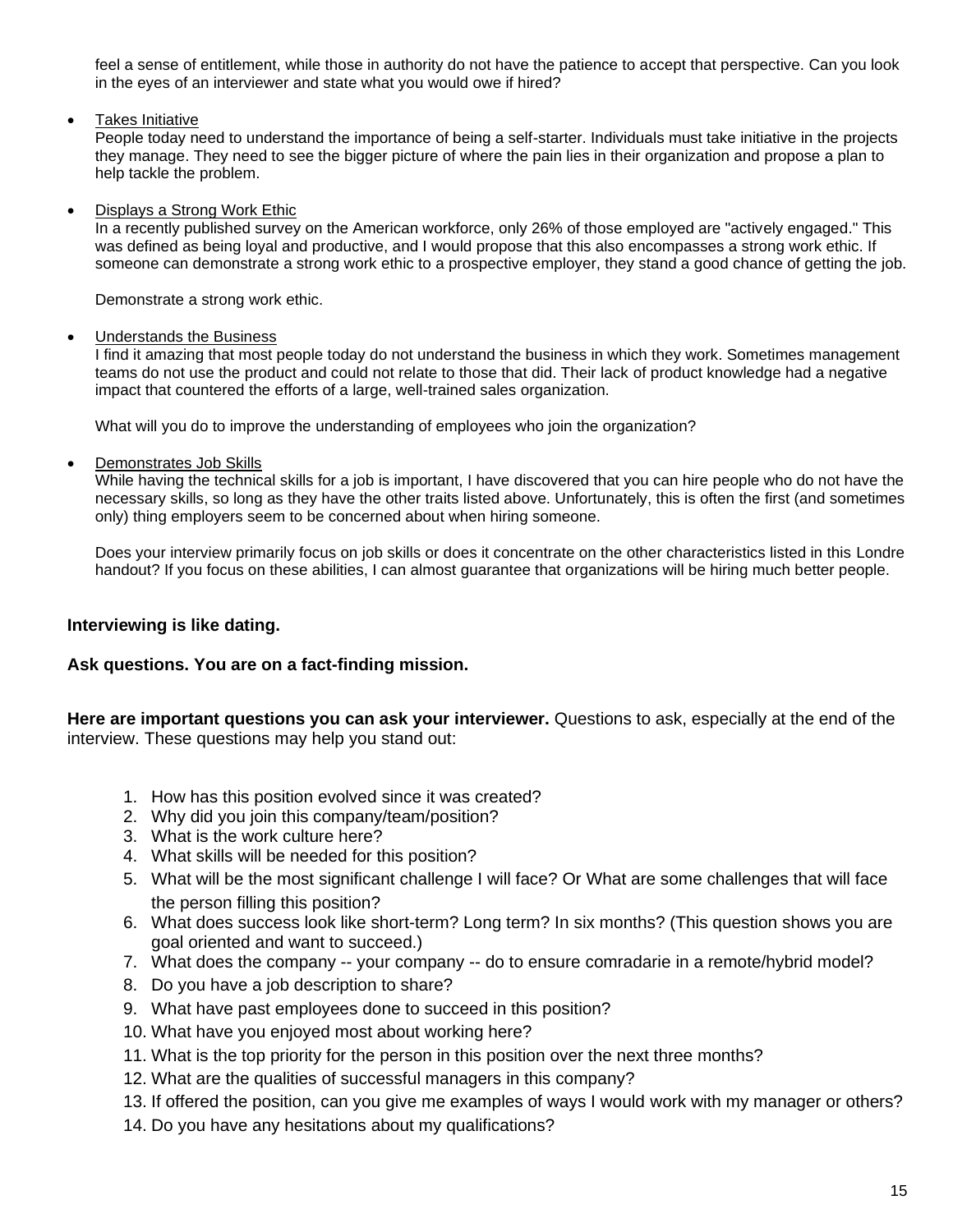feel a sense of entitlement, while those in authority do not have the patience to accept that perspective. Can you look in the eyes of an interviewer and state what you would owe if hired?

- Takes Initiative
  People today need to understand the importance of being a self-starter. Individuals must take initiative in the projects they manage. They need to see the bigger picture of where the pain lies in their organization and propose a plan to help tackle the problem.

- Displays a Strong Work Ethic
  In a recently published survey on the American workforce, only 26% of those employed are "actively engaged." This was defined as being loyal and productive, and I would propose that this also encompasses a strong work ethic. If someone can demonstrate a strong work ethic to a prospective employer, they stand a good chance of getting the job.

  Demonstrate a strong work ethic.

- Understands the Business
  I find it amazing that most people today do not understand the business in which they work. Sometimes management teams do not use the product and could not relate to those that did. Their lack of product knowledge had a negative impact that countered the efforts of a large, well-trained sales organization.

  What will you do to improve the understanding of employees who join the organization?

- Demonstrates Job Skills
  While having the technical skills for a job is important, I have discovered that you can hire people who do not have the necessary skills, so long as they have the other traits listed above. Unfortunately, this is often the first (and sometimes only) thing employers seem to be concerned about when hiring someone.

  Does your interview primarily focus on job skills or does it concentrate on the other characteristics listed in this Londre handout? If you focus on these abilities, I can almost guarantee that organizations will be hiring much better people.

**Interviewing is like dating.**

**Ask questions. You are on a fact-finding mission.**

**Here are important questions you can ask your interviewer.** Questions to ask, especially at the end of the interview. These questions may help you stand out:

1. How has this position evolved since it was created?
2. Why did you join this company/team/position?
3. What is the work culture here?
4. What skills will be needed for this position?
5. What will be the most significant challenge I will face? Or What are some challenges that will face the person filling this position?
6. What does success look like short-term? Long term? In six months? (This question shows you are goal oriented and want to succeed.)
7. What does the company -- your company -- do to ensure comradarie in a remote/hybrid model?
8. Do you have a job description to share?
9. What have past employees done to succeed in this position?
10. What have you enjoyed most about working here?
11. What is the top priority for the person in this position over the next three months?
12. What are the qualities of successful managers in this company?
13. If offered the position, can you give me examples of ways I would work with my manager or others?
14. Do you have any hesitations about my qualifications?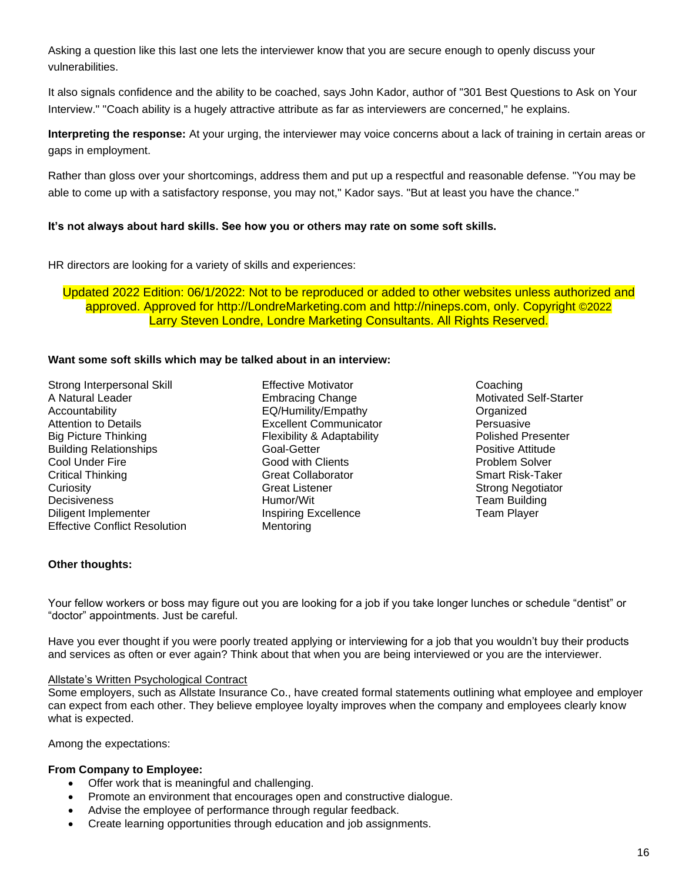Asking a question like this last one lets the interviewer know that you are secure enough to openly discuss your vulnerabilities.

It also signals confidence and the ability to be coached, says John Kador, author of "301 Best Questions to Ask on Your Interview." "Coach ability is a hugely attractive attribute as far as interviewers are concerned," he explains.

**Interpreting the response:** At your urging, the interviewer may voice concerns about a lack of training in certain areas or gaps in employment.

Rather than gloss over your shortcomings, address them and put up a respectful and reasonable defense. "You may be able to come up with a satisfactory response, you may not," Kador says. "But at least you have the chance."

**It's not always about hard skills. See how you or others may rate on some soft skills.**

HR directors are looking for a variety of skills and experiences:

Updated 2022 Edition: 06/1/2022: Not to be reproduced or added to other websites unless authorized and approved. Approved for http://LondreMarketing.com and http://nineps.com, only. Copyright ©2022 Larry Steven Londre, Londre Marketing Consultants. All Rights Reserved.

**Want some soft skills which may be talked about in an interview:**

Strong Interpersonal Skill
A Natural Leader
Accountability
Attention to Details
Big Picture Thinking
Building Relationships
Cool Under Fire
Critical Thinking
Curiosity
Decisiveness
Diligent Implementer
Effective Conflict Resolution
Effective Motivator
Embracing Change
EQ/Humility/Empathy
Excellent Communicator
Flexibility & Adaptability
Goal-Getter
Good with Clients
Great Collaborator
Great Listener
Humor/Wit
Inspiring Excellence
Mentoring
Coaching
Motivated Self-Starter
Organized
Persuasive
Polished Presenter
Positive Attitude
Problem Solver
Smart Risk-Taker
Strong Negotiator
Team Building
Team Player

**Other thoughts:**

Your fellow workers or boss may figure out you are looking for a job if you take longer lunches or schedule "dentist" or "doctor" appointments. Just be careful.

Have you ever thought if you were poorly treated applying or interviewing for a job that you wouldn't buy their products and services as often or ever again? Think about that when you are being interviewed or you are the interviewer.

Allstate's Written Psychological Contract
Some employers, such as Allstate Insurance Co., have created formal statements outlining what employee and employer can expect from each other. They believe employee loyalty improves when the company and employees clearly know what is expected.

Among the expectations:

**From Company to Employee:**

- Offer work that is meaningful and challenging.
- Promote an environment that encourages open and constructive dialogue.
- Advise the employee of performance through regular feedback.
- Create learning opportunities through education and job assignments.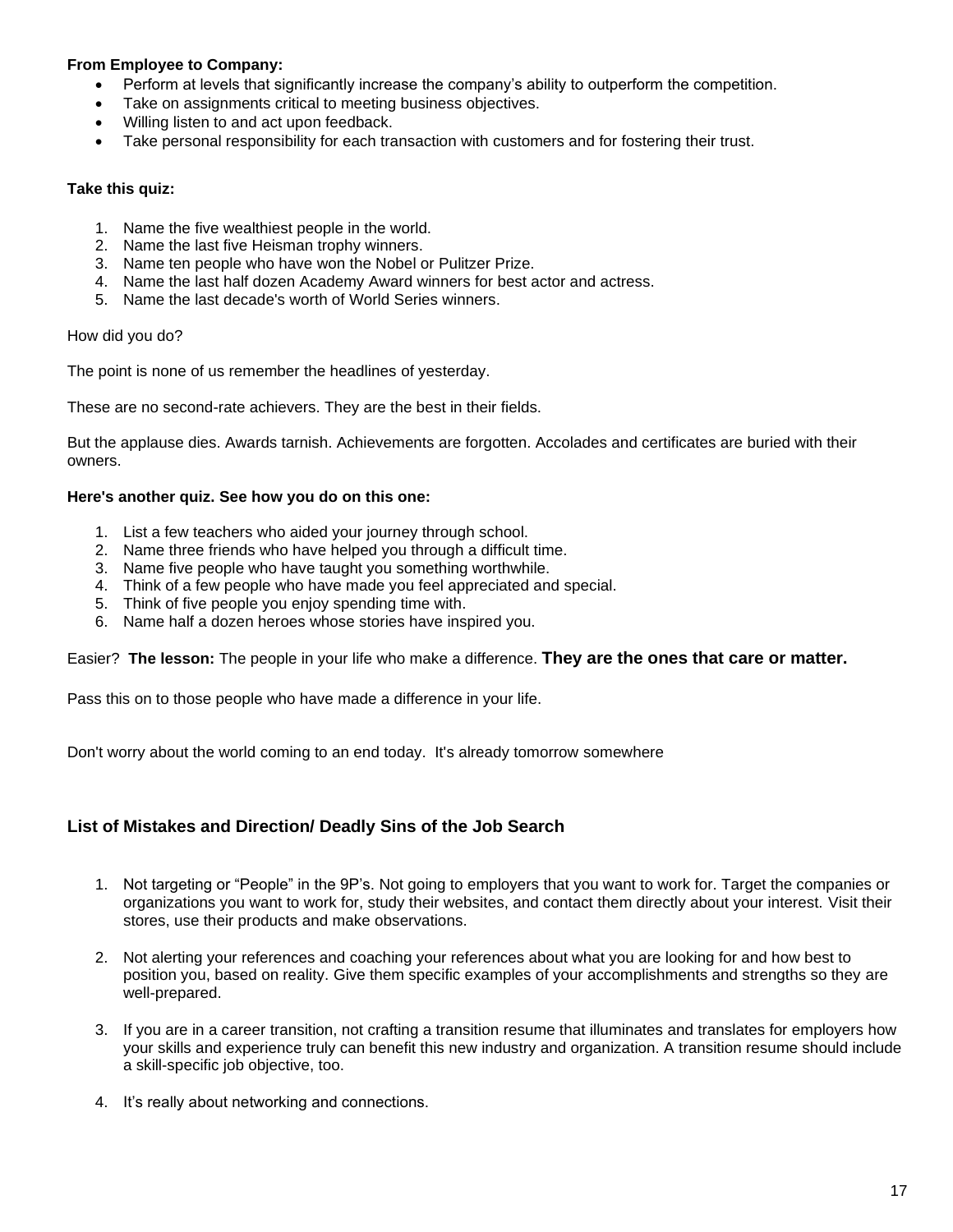**From Employee to Company:**

- Perform at levels that significantly increase the company's ability to outperform the competition.
- Take on assignments critical to meeting business objectives.
- Willing listen to and act upon feedback.
- Take personal responsibility for each transaction with customers and for fostering their trust.

**Take this quiz:**

1. Name the five wealthiest people in the world.
2. Name the last five Heisman trophy winners.
3. Name ten people who have won the Nobel or Pulitzer Prize.
4. Name the last half dozen Academy Award winners for best actor and actress.
5. Name the last decade's worth of World Series winners.

How did you do?

The point is none of us remember the headlines of yesterday.

These are no second-rate achievers. They are the best in their fields.

But the applause dies. Awards tarnish. Achievements are forgotten. Accolades and certificates are buried with their owners.

**Here's another quiz. See how you do on this one:**

1. List a few teachers who aided your journey through school.
2. Name three friends who have helped you through a difficult time.
3. Name five people who have taught you something worthwhile.
4. Think of a few people who have made you feel appreciated and special.
5. Think of five people you enjoy spending time with.
6. Name half a dozen heroes whose stories have inspired you.

Easier? **The lesson:** The people in your life who make a difference. **They are the ones that care or matter.**

Pass this on to those people who have made a difference in your life.

Don't worry about the world coming to an end today. It's already tomorrow somewhere

### List of Mistakes and Direction/ Deadly Sins of the Job Search

1. Not targeting or "People" in the 9P's. Not going to employers that you want to work for. Target the companies or organizations you want to work for, study their websites, and contact them directly about your interest. Visit their stores, use their products and make observations.

2. Not alerting your references and coaching your references about what you are looking for and how best to position you, based on reality. Give them specific examples of your accomplishments and strengths so they are well-prepared.

3. If you are in a career transition, not crafting a transition resume that illuminates and translates for employers how your skills and experience truly can benefit this new industry and organization. A transition resume should include a skill-specific job objective, too.

4. It's really about networking and connections.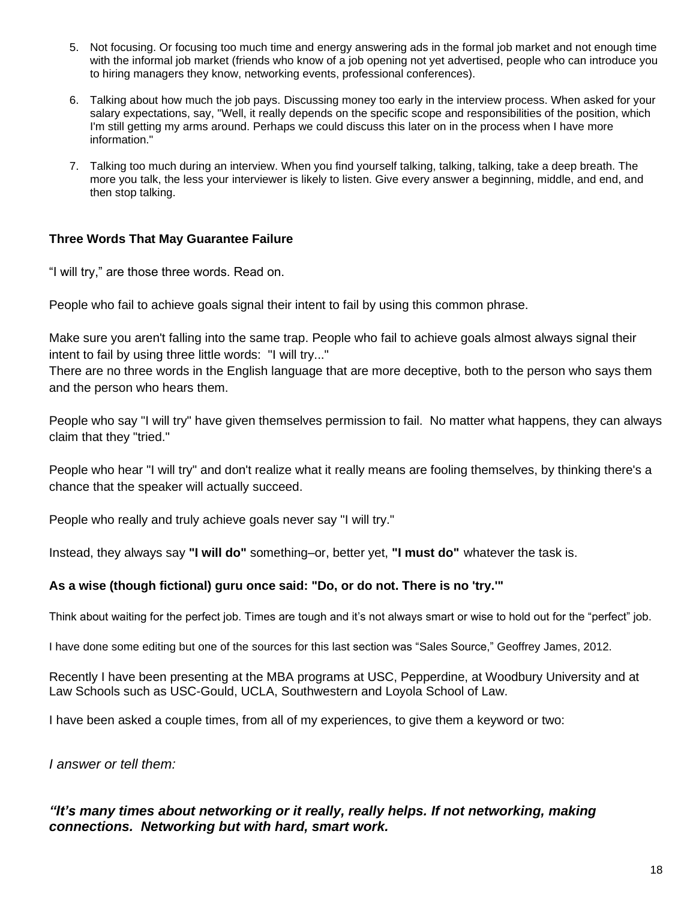5. Not focusing. Or focusing too much time and energy answering ads in the formal job market and not enough time with the informal job market (friends who know of a job opening not yet advertised, people who can introduce you to hiring managers they know, networking events, professional conferences).

6. Talking about how much the job pays. Discussing money too early in the interview process. When asked for your salary expectations, say, "Well, it really depends on the specific scope and responsibilities of the position, which I'm still getting my arms around. Perhaps we could discuss this later on in the process when I have more information."

7. Talking too much during an interview. When you find yourself talking, talking, talking, take a deep breath. The more you talk, the less your interviewer is likely to listen. Give every answer a beginning, middle, and end, and then stop talking.

**Three Words That May Guarantee Failure**

"I will try," are those three words. Read on.

People who fail to achieve goals signal their intent to fail by using this common phrase.

Make sure you aren't falling into the same trap. People who fail to achieve goals almost always signal their intent to fail by using three little words: "I will try..."
There are no three words in the English language that are more deceptive, both to the person who says them and the person who hears them.

People who say "I will try" have given themselves permission to fail. No matter what happens, they can always claim that they "tried."

People who hear "I will try" and don't realize what it really means are fooling themselves, by thinking there's a chance that the speaker will actually succeed.

People who really and truly achieve goals never say "I will try."

Instead, they always say **"I will do"** something–or, better yet, **"I must do"** whatever the task is.

**As a wise (though fictional) guru once said: "Do, or do not. There is no 'try.'"**

Think about waiting for the perfect job. Times are tough and it's not always smart or wise to hold out for the "perfect" job.

I have done some editing but one of the sources for this last section was "Sales Source," Geoffrey James, 2012.

Recently I have been presenting at the MBA programs at USC, Pepperdine, at Woodbury University and at Law Schools such as USC-Gould, UCLA, Southwestern and Loyola School of Law.

I have been asked a couple times, from all of my experiences, to give them a keyword or two:

*I answer or tell them:*

***"It's many times about networking or it really, really helps. If not networking, making connections. Networking but with hard, smart work.***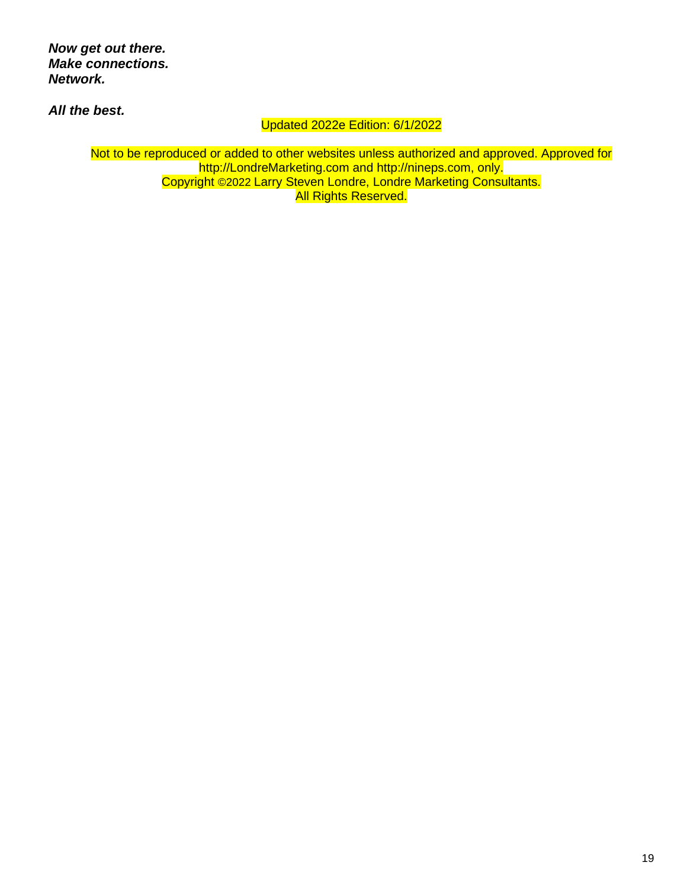***Now get out there.***
***Make connections.***
***Network.***

***All the best.***

Updated 2022e Edition: 6/1/2022

Not to be reproduced or added to other websites unless authorized and approved. Approved for http://LondreMarketing.com and http://nineps.com, only.
Copyright ©2022 Larry Steven Londre, Londre Marketing Consultants.
All Rights Reserved.